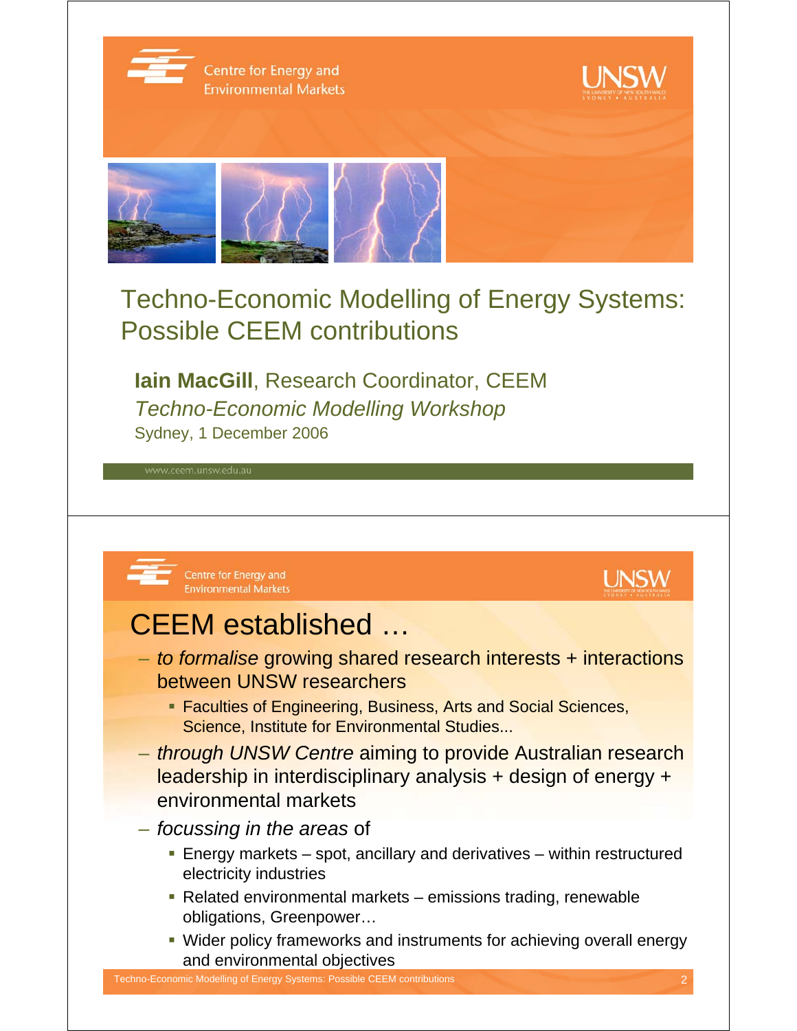# Techno-Economic Modelling of Energy Systems: Possible CEEM contributions

**Iain MacGill**, Research Coordinator, CEEM

*Techno-Economic Modelling Workshop*

Sydney, 1 December 2006

www.ceem.unsw.edu.au

---

## CEEM established …

- *to formalise* growing shared research interests + interactions between UNSW researchers
  - Faculties of Engineering, Business, Arts and Social Sciences, Science, Institute for Environmental Studies...
- *through UNSW Centre* aiming to provide Australian research leadership in interdisciplinary analysis + design of energy + environmental markets
- *focussing in the areas* of
  - Energy markets – spot, ancillary and derivatives – within restructured electricity industries
  - Related environmental markets – emissions trading, renewable obligations, Greenpower…
  - Wider policy frameworks and instruments for achieving overall energy and environmental objectives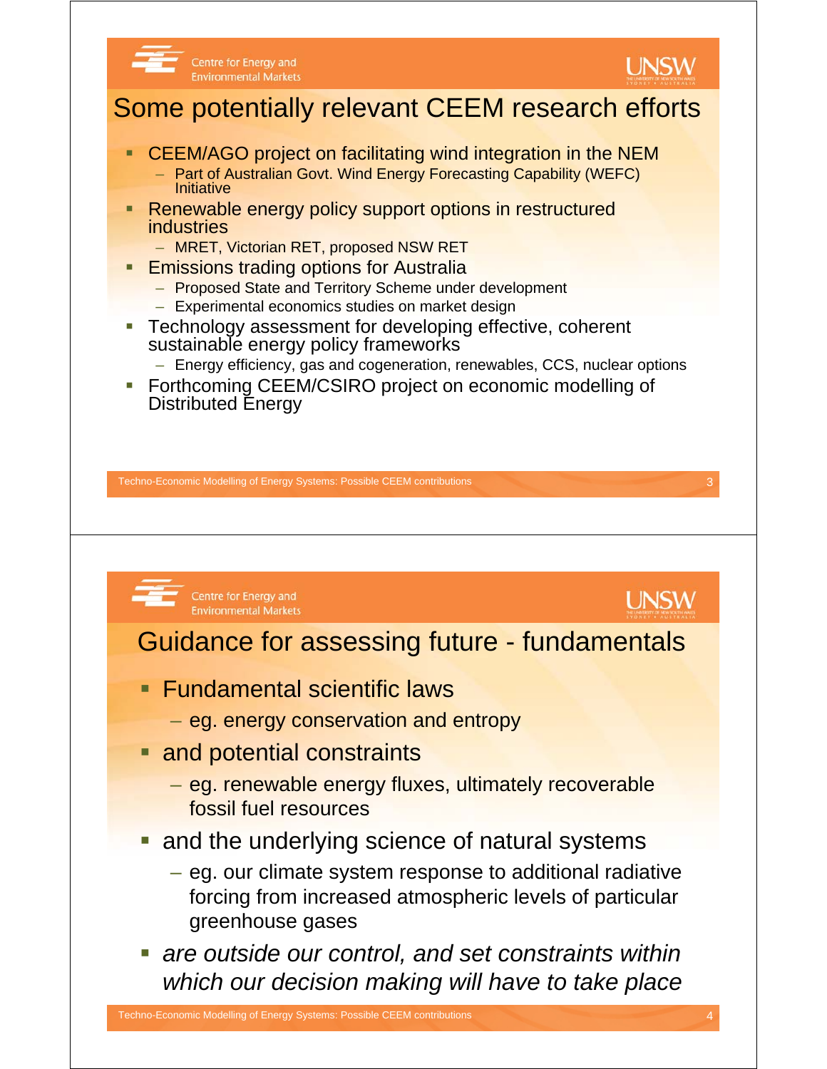## Some potentially relevant CEEM research efforts

- CEEM/AGO project on facilitating wind integration in the NEM
  - Part of Australian Govt. Wind Energy Forecasting Capability (WEFC) Initiative
- Renewable energy policy support options in restructured industries
  - MRET, Victorian RET, proposed NSW RET
- Emissions trading options for Australia
  - Proposed State and Territory Scheme under development
  - Experimental economics studies on market design
- Technology assessment for developing effective, coherent sustainable energy policy frameworks
  - Energy efficiency, gas and cogeneration, renewables, CCS, nuclear options
- Forthcoming CEEM/CSIRO project on economic modelling of Distributed Energy

## Guidance for assessing future - fundamentals

- Fundamental scientific laws
  - eg. energy conservation and entropy
- and potential constraints
  - eg. renewable energy fluxes, ultimately recoverable fossil fuel resources
- and the underlying science of natural systems
  - eg. our climate system response to additional radiative forcing from increased atmospheric levels of particular greenhouse gases
- *are outside our control, and set constraints within which our decision making will have to take place*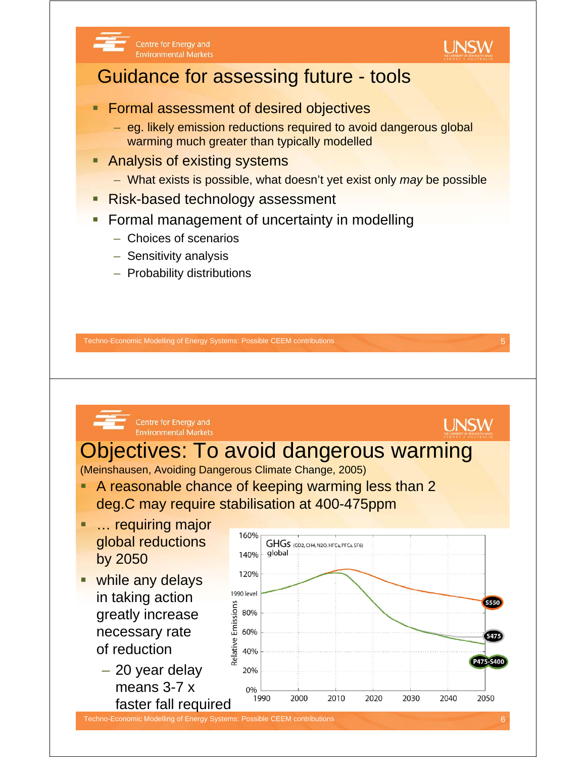# Guidance for assessing future - tools

- Formal assessment of desired objectives
  - eg. likely emission reductions required to avoid dangerous global warming much greater than typically modelled
- Analysis of existing systems
  - What exists is possible, what doesn't yet exist only *may* be possible
- Risk-based technology assessment
- Formal management of uncertainty in modelling
  - Choices of scenarios
  - Sensitivity analysis
  - Probability distributions

# Objectives: To avoid dangerous warming

(Meinshausen, Avoiding Dangerous Climate Change, 2005)

- A reasonable chance of keeping warming less than 2 deg.C may require stabilisation at 400-475ppm
- … requiring major global reductions by 2050
- while any delays in taking action greatly increase necessary rate of reduction
  - 20 year delay means 3-7 x faster fall required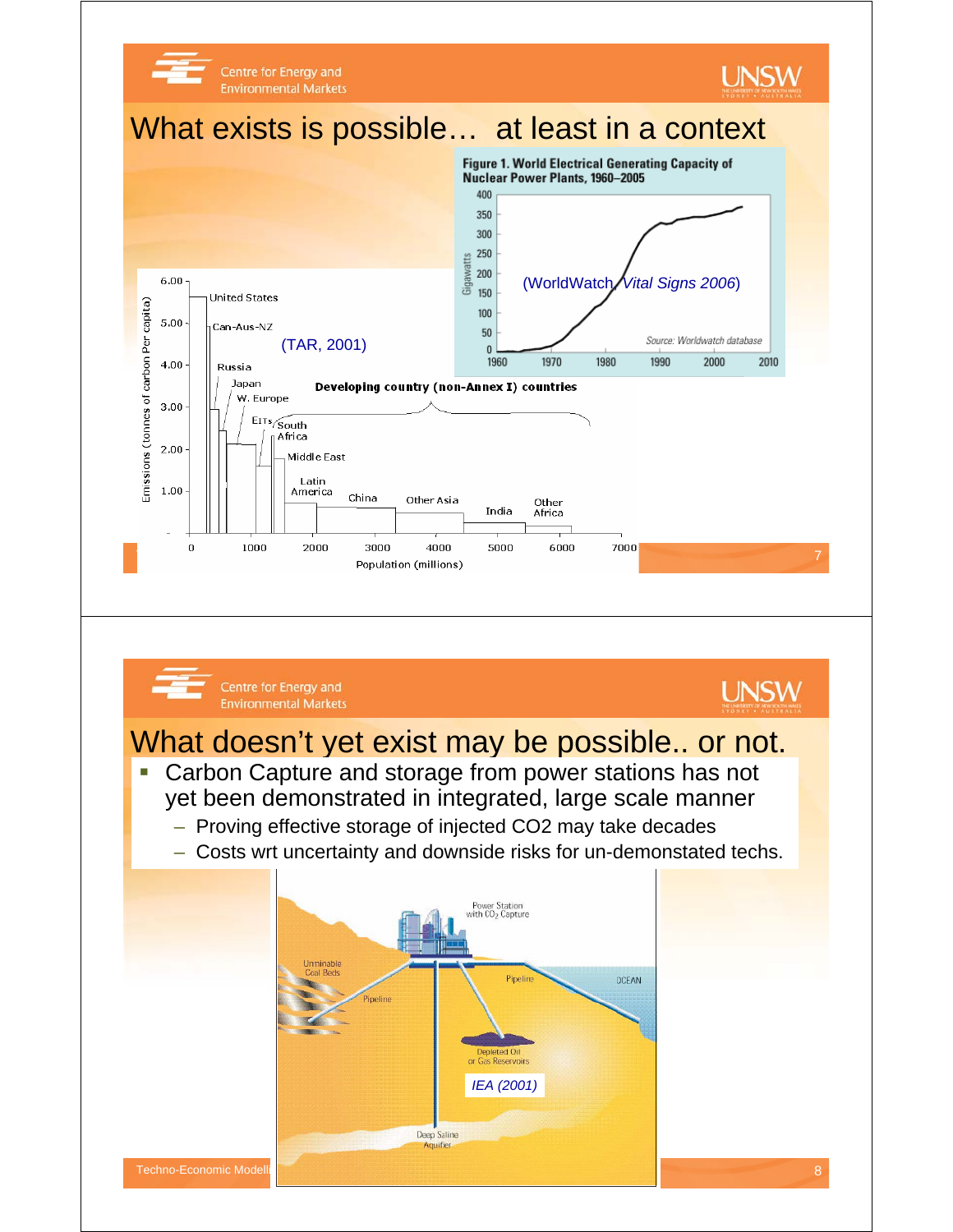# What exists is possible… at least in a context

**Figure 1. World Electrical Generating Capacity of Nuclear Power Plants, 1960–2005**

(WorldWatch, *Vital Signs 2006*)

Source: Worldwatch database

(TAR, 2001)

Developing country (non-Annex I) countries

# What doesn't yet exist may be possible.. or not.

- Carbon Capture and storage from power stations has not yet been demonstrated in integrated, large scale manner
  - Proving effective storage of injected CO2 may take decades
  - Costs wrt uncertainty and downside risks for un-demonstated techs.

*IEA (2001)*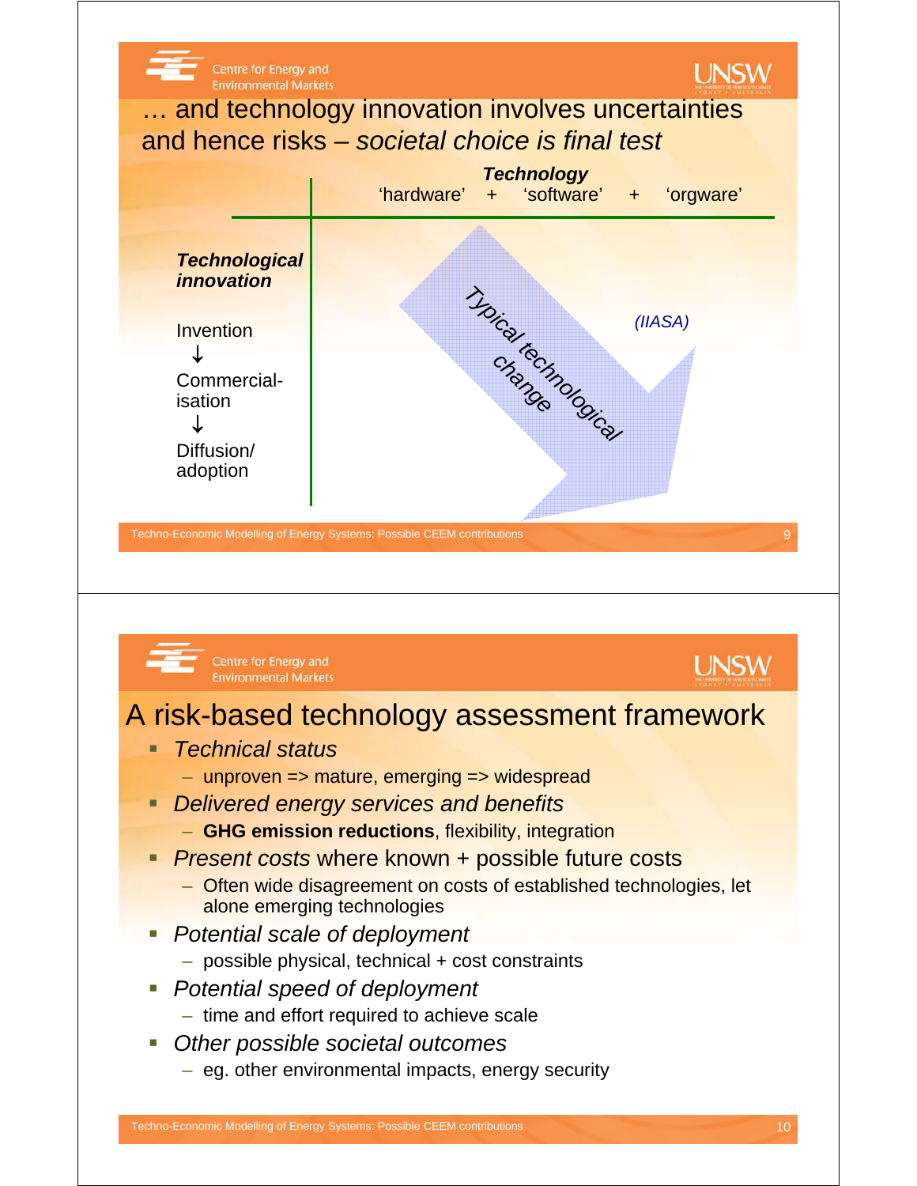## … and technology innovation involves uncertainties and hence risks – *societal choice is final test*

| | ***Technology*** 'hardware' + 'software' + 'orgware' |
|---|---|
| ***Technological innovation*** Invention ↓ Commercial-isation ↓ Diffusion/ adoption | *Typical technological change* *(IIASA)* |

## A risk-based technology assessment framework

- *Technical status*
  - unproven => mature, emerging => widespread
- *Delivered energy services and benefits*
  - **GHG emission reductions**, flexibility, integration
- *Present costs* where known + possible future costs
  - Often wide disagreement on costs of established technologies, let alone emerging technologies
- *Potential scale of deployment*
  - possible physical, technical + cost constraints
- *Potential speed of deployment*
  - time and effort required to achieve scale
- *Other possible societal outcomes*
  - eg. other environmental impacts, energy security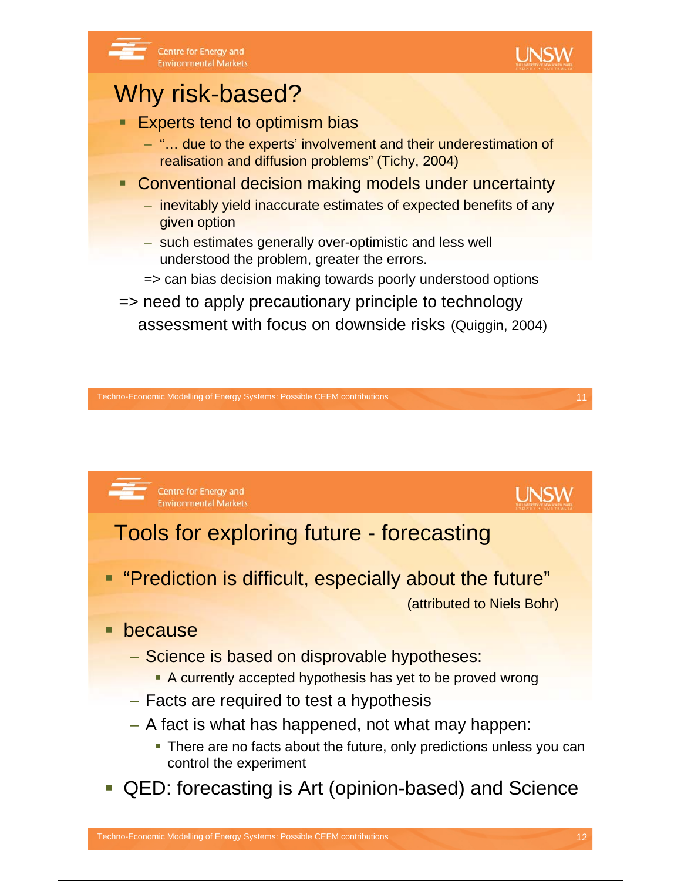## Why risk-based?

- Experts tend to optimism bias
  - "… due to the experts' involvement and their underestimation of realisation and diffusion problems" (Tichy, 2004)
- Conventional decision making models under uncertainty
  - inevitably yield inaccurate estimates of expected benefits of any given option
  - such estimates generally over-optimistic and less well understood the problem, greater the errors.

  => can bias decision making towards poorly understood options

=> need to apply precautionary principle to technology assessment with focus on downside risks (Quiggin, 2004)

## Tools for exploring future - forecasting

- "Prediction is difficult, especially about the future"

  (attributed to Niels Bohr)
- because
  - Science is based on disprovable hypotheses:
    - A currently accepted hypothesis has yet to be proved wrong
  - Facts are required to test a hypothesis
  - A fact is what has happened, not what may happen:
    - There are no facts about the future, only predictions unless you can control the experiment
- QED: forecasting is Art (opinion-based) and Science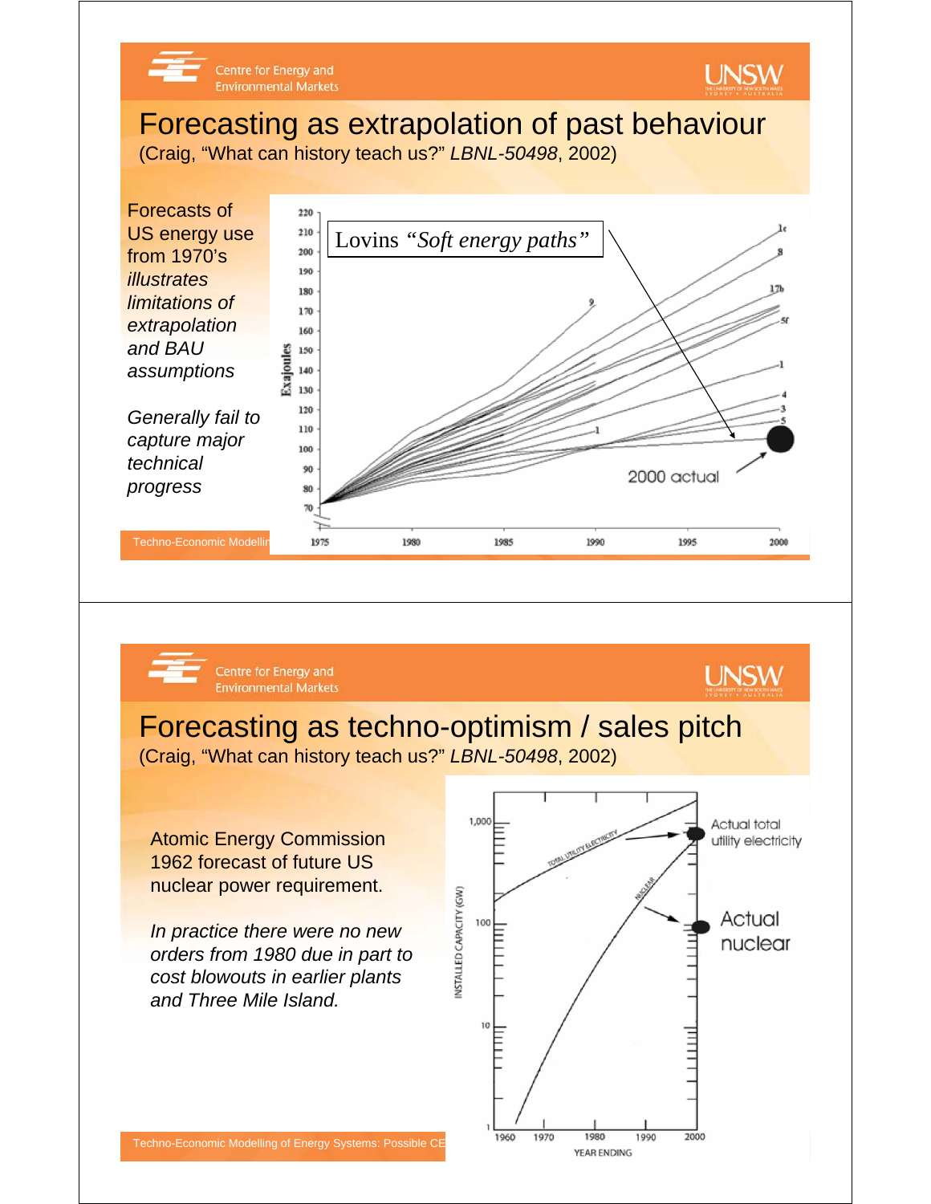# Forecasting as extrapolation of past behaviour

(Craig, "What can history teach us?" *LBNL-50498*, 2002)

Forecasts of US energy use from 1970's *illustrates limitations of extrapolation and BAU assumptions*

*Generally fail to capture major technical progress*

Lovins *"Soft energy paths"*

2000 actual

# Forecasting as techno-optimism / sales pitch

(Craig, "What can history teach us?" *LBNL-50498*, 2002)

Atomic Energy Commission 1962 forecast of future US nuclear power requirement.

*In practice there were no new orders from 1980 due in part to cost blowouts in earlier plants and Three Mile Island.*

Actual total utility electricity

Actual nuclear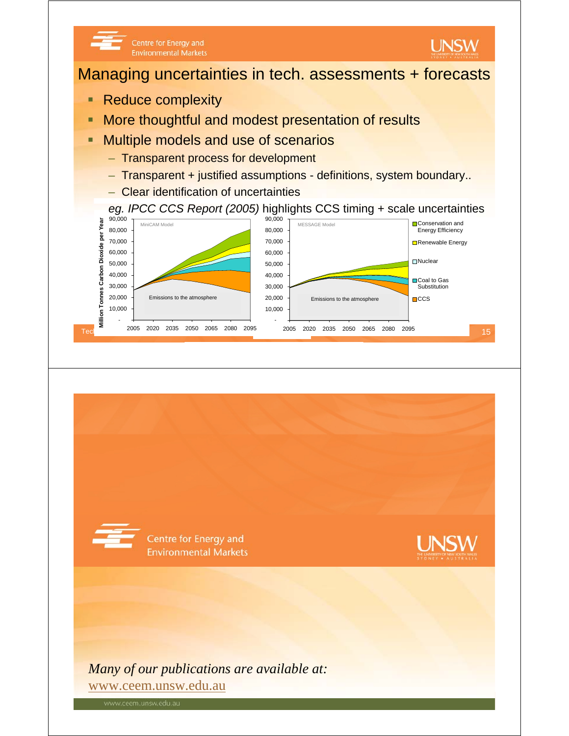# Managing uncertainties in tech. assessments + forecasts

- Reduce complexity
- More thoughtful and modest presentation of results
- Multiple models and use of scenarios
  - Transparent process for development
  - Transparent + justified assumptions - definitions, system boundary..
  - Clear identification of uncertainties

*eg. IPCC CCS Report (2005)* highlights CCS timing + scale uncertainties

Million Tonnes Carbon Dioxide per Year

90,000
80,000
70,000
60,000
50,000
40,000
30,000
20,000
10,000
-

MiniCAM Model

Emissions to the atmosphere

2005 2020 2035 2050 2065 2080 2095

MESSAGE Model

Emissions to the atmosphere

2005 2020 2035 2050 2065 2080 2095

Conservation and Energy Efficiency
Renewable Energy
Nuclear
Coal to Gas Substitution
CCS

---

Centre for Energy and Environmental Markets

UNSW

*Many of our publications are available at:*
[www.ceem.unsw.edu.au](http://www.ceem.unsw.edu.au)